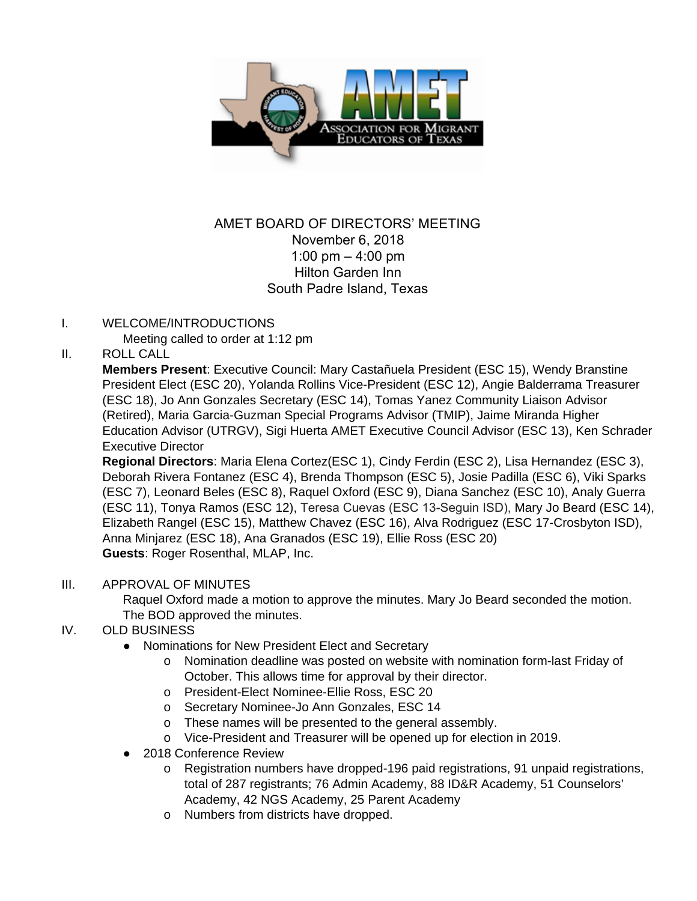AMET BOARD OF DIRECTORS' MEETING
November 6, 2018
1:00 pm – 4:00 pm
Hilton Garden Inn
South Padre Island, Texas

I. WELCOME/INTRODUCTIONS

Meeting called to order at 1:12 pm

II. ROLL CALL

**Members Present**: Executive Council: Mary Castañuela President (ESC 15), Wendy Branstine President Elect (ESC 20), Yolanda Rollins Vice-President (ESC 12), Angie Balderrama Treasurer (ESC 18), Jo Ann Gonzales Secretary (ESC 14), Tomas Yanez Community Liaison Advisor (Retired), Maria Garcia-Guzman Special Programs Advisor (TMIP), Jaime Miranda Higher Education Advisor (UTRGV), Sigi Huerta AMET Executive Council Advisor (ESC 13), Ken Schrader Executive Director

**Regional Directors**: Maria Elena Cortez(ESC 1), Cindy Ferdin (ESC 2), Lisa Hernandez (ESC 3), Deborah Rivera Fontanez (ESC 4), Brenda Thompson (ESC 5), Josie Padilla (ESC 6), Viki Sparks (ESC 7), Leonard Beles (ESC 8), Raquel Oxford (ESC 9), Diana Sanchez (ESC 10), Analy Guerra (ESC 11), Tonya Ramos (ESC 12), Teresa Cuevas (ESC 13-Seguin ISD), Mary Jo Beard (ESC 14), Elizabeth Rangel (ESC 15), Matthew Chavez (ESC 16), Alva Rodriguez (ESC 17-Crosbyton ISD), Anna Minjarez (ESC 18), Ana Granados (ESC 19), Ellie Ross (ESC 20)

**Guests**: Roger Rosenthal, MLAP, Inc.

III. APPROVAL OF MINUTES

Raquel Oxford made a motion to approve the minutes. Mary Jo Beard seconded the motion. The BOD approved the minutes.

IV. OLD BUSINESS

- Nominations for New President Elect and Secretary
  - Nomination deadline was posted on website with nomination form-last Friday of October. This allows time for approval by their director.
  - President-Elect Nominee-Ellie Ross, ESC 20
  - Secretary Nominee-Jo Ann Gonzales, ESC 14
  - These names will be presented to the general assembly.
  - Vice-President and Treasurer will be opened up for election in 2019.
- 2018 Conference Review
  - Registration numbers have dropped-196 paid registrations, 91 unpaid registrations, total of 287 registrants; 76 Admin Academy, 88 ID&R Academy, 51 Counselors' Academy, 42 NGS Academy, 25 Parent Academy
  - Numbers from districts have dropped.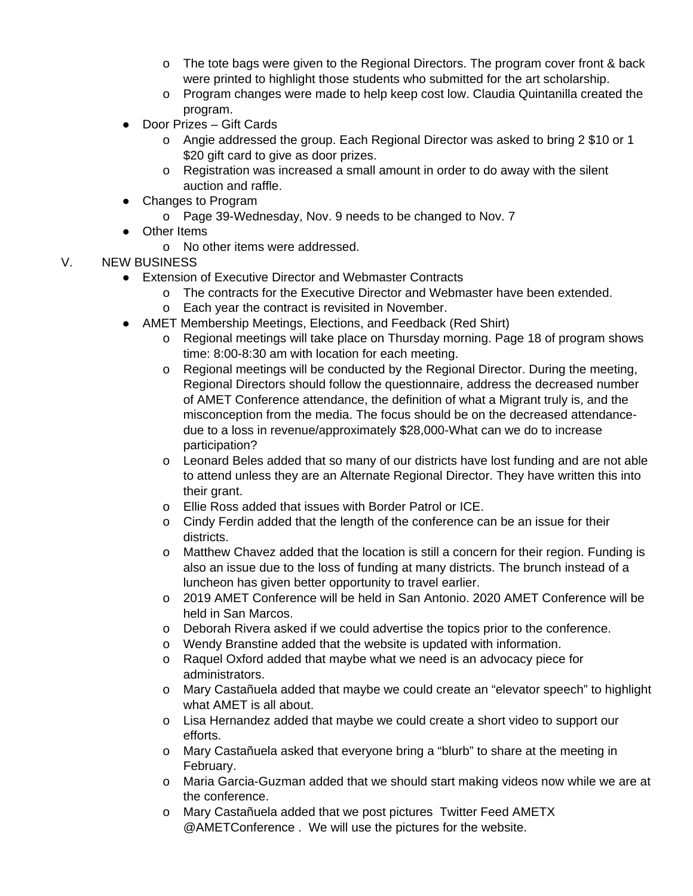- The tote bags were given to the Regional Directors. The program cover front & back were printed to highlight those students who submitted for the art scholarship.
  - Program changes were made to help keep cost low. Claudia Quintanilla created the program.
- Door Prizes – Gift Cards
  - Angie addressed the group. Each Regional Director was asked to bring 2 $10 or 1 $20 gift card to give as door prizes.
  - Registration was increased a small amount in order to do away with the silent auction and raffle.
- Changes to Program
  - Page 39-Wednesday, Nov. 9 needs to be changed to Nov. 7
- Other Items
  - No other items were addressed.

V. NEW BUSINESS

- Extension of Executive Director and Webmaster Contracts
  - The contracts for the Executive Director and Webmaster have been extended.
  - Each year the contract is revisited in November.
- AMET Membership Meetings, Elections, and Feedback (Red Shirt)
  - Regional meetings will take place on Thursday morning. Page 18 of program shows time: 8:00-8:30 am with location for each meeting.
  - Regional meetings will be conducted by the Regional Director. During the meeting, Regional Directors should follow the questionnaire, address the decreased number of AMET Conference attendance, the definition of what a Migrant truly is, and the misconception from the media. The focus should be on the decreased attendance-due to a loss in revenue/approximately $28,000-What can we do to increase participation?
  - Leonard Beles added that so many of our districts have lost funding and are not able to attend unless they are an Alternate Regional Director. They have written this into their grant.
  - Ellie Ross added that issues with Border Patrol or ICE.
  - Cindy Ferdin added that the length of the conference can be an issue for their districts.
  - Matthew Chavez added that the location is still a concern for their region. Funding is also an issue due to the loss of funding at many districts. The brunch instead of a luncheon has given better opportunity to travel earlier.
  - 2019 AMET Conference will be held in San Antonio. 2020 AMET Conference will be held in San Marcos.
  - Deborah Rivera asked if we could advertise the topics prior to the conference.
  - Wendy Branstine added that the website is updated with information.
  - Raquel Oxford added that maybe what we need is an advocacy piece for administrators.
  - Mary Castañuela added that maybe we could create an "elevator speech" to highlight what AMET is all about.
  - Lisa Hernandez added that maybe we could create a short video to support our efforts.
  - Mary Castañuela asked that everyone bring a "blurb" to share at the meeting in February.
  - Maria Garcia-Guzman added that we should start making videos now while we are at the conference.
  - Mary Castañuela added that we post pictures Twitter Feed AMETX @AMETConference . We will use the pictures for the website.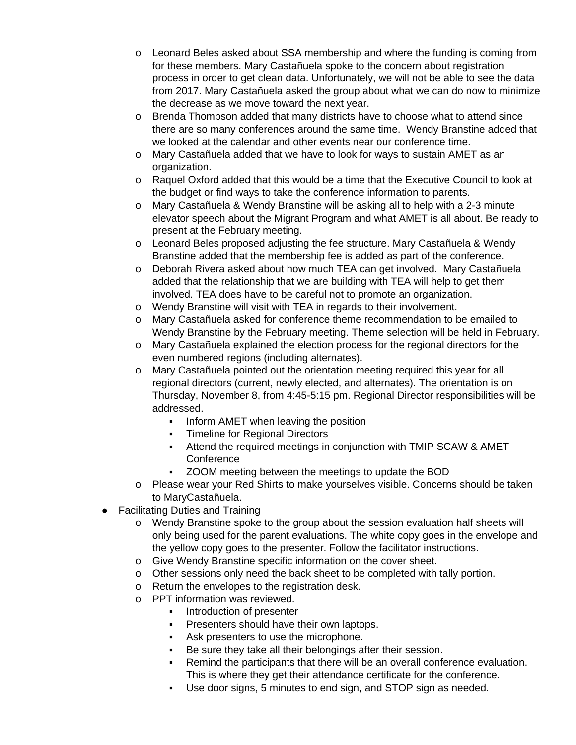- Leonard Beles asked about SSA membership and where the funding is coming from for these members. Mary Castañuela spoke to the concern about registration process in order to get clean data. Unfortunately, we will not be able to see the data from 2017. Mary Castañuela asked the group about what we can do now to minimize the decrease as we move toward the next year.
    - Brenda Thompson added that many districts have to choose what to attend since there are so many conferences around the same time. Wendy Branstine added that we looked at the calendar and other events near our conference time.
    - Mary Castañuela added that we have to look for ways to sustain AMET as an organization.
    - Raquel Oxford added that this would be a time that the Executive Council to look at the budget or find ways to take the conference information to parents.
    - Mary Castañuela & Wendy Branstine will be asking all to help with a 2-3 minute elevator speech about the Migrant Program and what AMET is all about. Be ready to present at the February meeting.
    - Leonard Beles proposed adjusting the fee structure. Mary Castañuela & Wendy Branstine added that the membership fee is added as part of the conference.
    - Deborah Rivera asked about how much TEA can get involved. Mary Castañuela added that the relationship that we are building with TEA will help to get them involved. TEA does have to be careful not to promote an organization.
    - Wendy Branstine will visit with TEA in regards to their involvement.
    - Mary Castañuela asked for conference theme recommendation to be emailed to Wendy Branstine by the February meeting. Theme selection will be held in February.
    - Mary Castañuela explained the election process for the regional directors for the even numbered regions (including alternates).
    - Mary Castañuela pointed out the orientation meeting required this year for all regional directors (current, newly elected, and alternates). The orientation is on Thursday, November 8, from 4:45-5:15 pm. Regional Director responsibilities will be addressed.
        - Inform AMET when leaving the position
        - Timeline for Regional Directors
        - Attend the required meetings in conjunction with TMIP SCAW & AMET Conference
        - ZOOM meeting between the meetings to update the BOD
    - Please wear your Red Shirts to make yourselves visible. Concerns should be taken to MaryCastañuela.
- Facilitating Duties and Training
    - Wendy Branstine spoke to the group about the session evaluation half sheets will only being used for the parent evaluations. The white copy goes in the envelope and the yellow copy goes to the presenter. Follow the facilitator instructions.
    - Give Wendy Branstine specific information on the cover sheet.
    - Other sessions only need the back sheet to be completed with tally portion.
    - Return the envelopes to the registration desk.
    - PPT information was reviewed.
        - Introduction of presenter
        - Presenters should have their own laptops.
        - Ask presenters to use the microphone.
        - Be sure they take all their belongings after their session.
        - Remind the participants that there will be an overall conference evaluation. This is where they get their attendance certificate for the conference.
        - Use door signs, 5 minutes to end sign, and STOP sign as needed.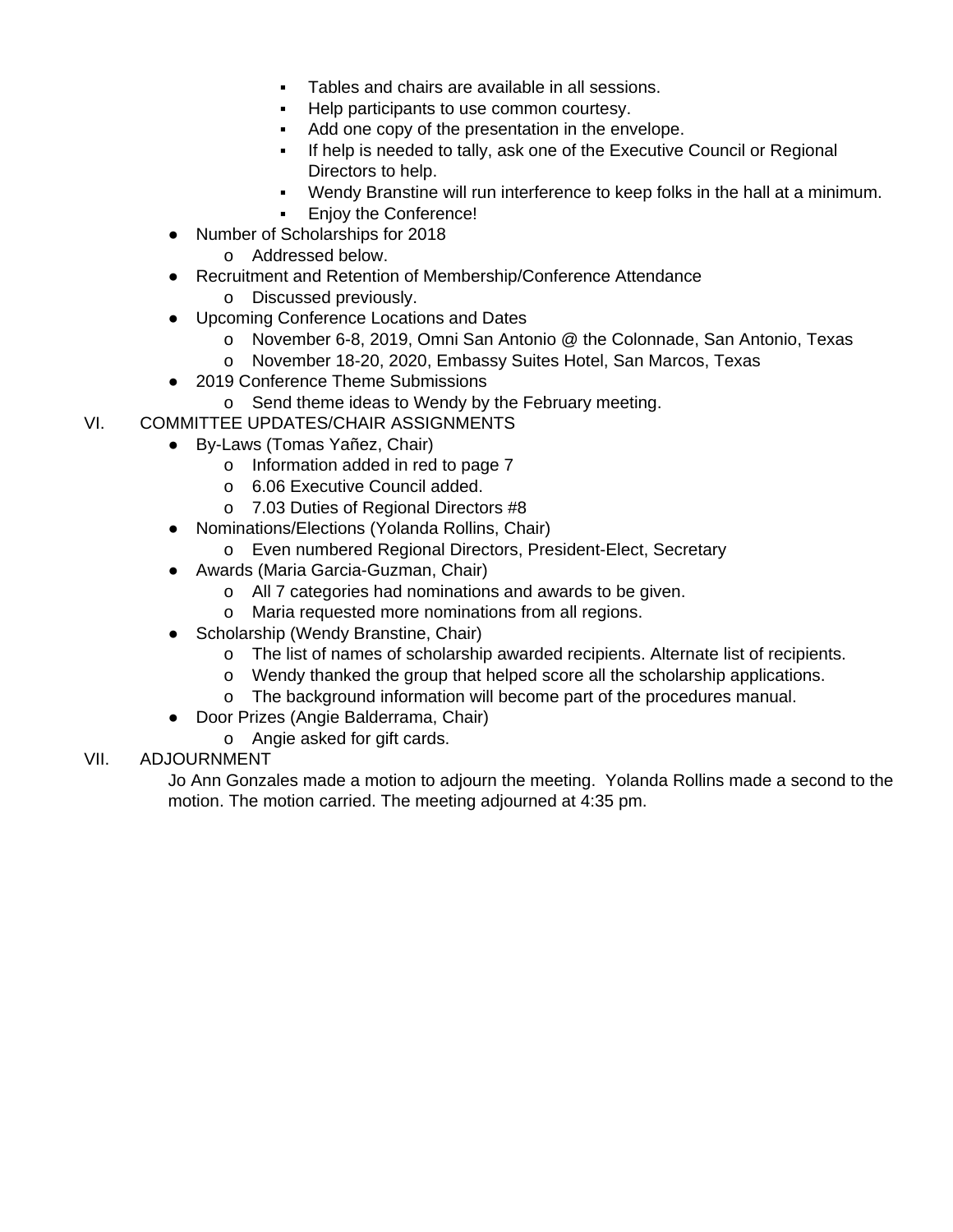- Tables and chairs are available in all sessions.
        - Help participants to use common courtesy.
        - Add one copy of the presentation in the envelope.
        - If help is needed to tally, ask one of the Executive Council or Regional Directors to help.
        - Wendy Branstine will run interference to keep folks in the hall at a minimum.
        - Enjoy the Conference!
    - Number of Scholarships for 2018
        - Addressed below.
    - Recruitment and Retention of Membership/Conference Attendance
        - Discussed previously.
    - Upcoming Conference Locations and Dates
        - November 6-8, 2019, Omni San Antonio @ the Colonnade, San Antonio, Texas
        - November 18-20, 2020, Embassy Suites Hotel, San Marcos, Texas
    - 2019 Conference Theme Submissions
        - Send theme ideas to Wendy by the February meeting.

VI. COMMITTEE UPDATES/CHAIR ASSIGNMENTS

- By-Laws (Tomas Yañez, Chair)
    - Information added in red to page 7
    - 6.06 Executive Council added.
    - 7.03 Duties of Regional Directors #8
- Nominations/Elections (Yolanda Rollins, Chair)
    - Even numbered Regional Directors, President-Elect, Secretary
- Awards (Maria Garcia-Guzman, Chair)
    - All 7 categories had nominations and awards to be given.
    - Maria requested more nominations from all regions.
- Scholarship (Wendy Branstine, Chair)
    - The list of names of scholarship awarded recipients. Alternate list of recipients.
    - Wendy thanked the group that helped score all the scholarship applications.
    - The background information will become part of the procedures manual.
- Door Prizes (Angie Balderrama, Chair)
    - Angie asked for gift cards.

VII. ADJOURNMENT

Jo Ann Gonzales made a motion to adjourn the meeting. Yolanda Rollins made a second to the motion. The motion carried. The meeting adjourned at 4:35 pm.